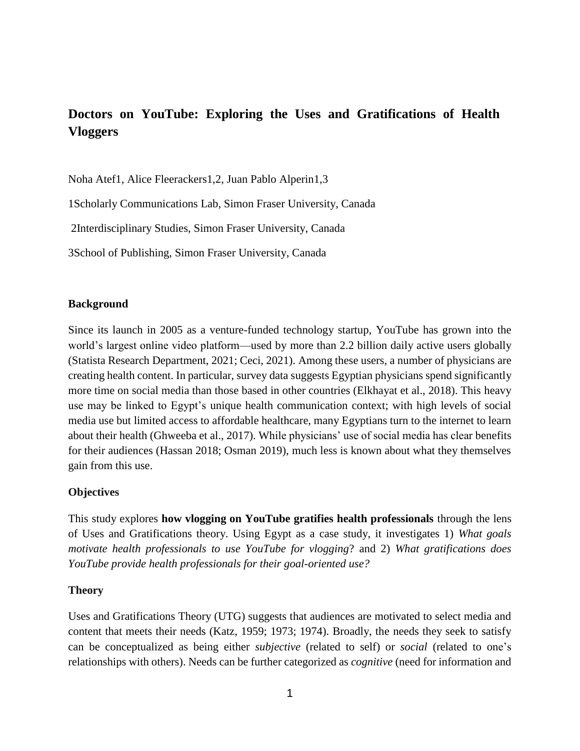# Doctors on YouTube: Exploring the Uses and Gratifications of Health Vloggers

Noha Atef[1], Alice Fleerackers[1,2], Juan Pablo Alperin[1,3]

[1]Scholarly Communications Lab, Simon Fraser University, Canada

[2]Interdisciplinary Studies, Simon Fraser University, Canada

[3]School of Publishing, Simon Fraser University, Canada

## Background

Since its launch in 2005 as a venture-funded technology startup, YouTube has grown into the world's largest online video platform—used by more than 2.2 billion daily active users globally (Statista Research Department, 2021; Ceci, 2021). Among these users, a number of physicians are creating health content. In particular, survey data suggests Egyptian physicians spend significantly more time on social media than those based in other countries (Elkhayat et al., 2018). This heavy use may be linked to Egypt's unique health communication context; with high levels of social media use but limited access to affordable healthcare, many Egyptians turn to the internet to learn about their health (Ghweeba et al., 2017). While physicians' use of social media has clear benefits for their audiences (Hassan 2018; Osman 2019), much less is known about what they themselves gain from this use.

## Objectives

This study explores **how vlogging on YouTube gratifies health professionals** through the lens of Uses and Gratifications theory. Using Egypt as a case study, it investigates 1) *What goals motivate health professionals to use YouTube for vlogging*? and 2) *What gratifications does YouTube provide health professionals for their goal-oriented use?*

## Theory

Uses and Gratifications Theory (UTG) suggests that audiences are motivated to select media and content that meets their needs (Katz, 1959; 1973; 1974). Broadly, the needs they seek to satisfy can be conceptualized as being either *subjective* (related to self) or *social* (related to one's relationships with others). Needs can be further categorized as *cognitive* (need for information and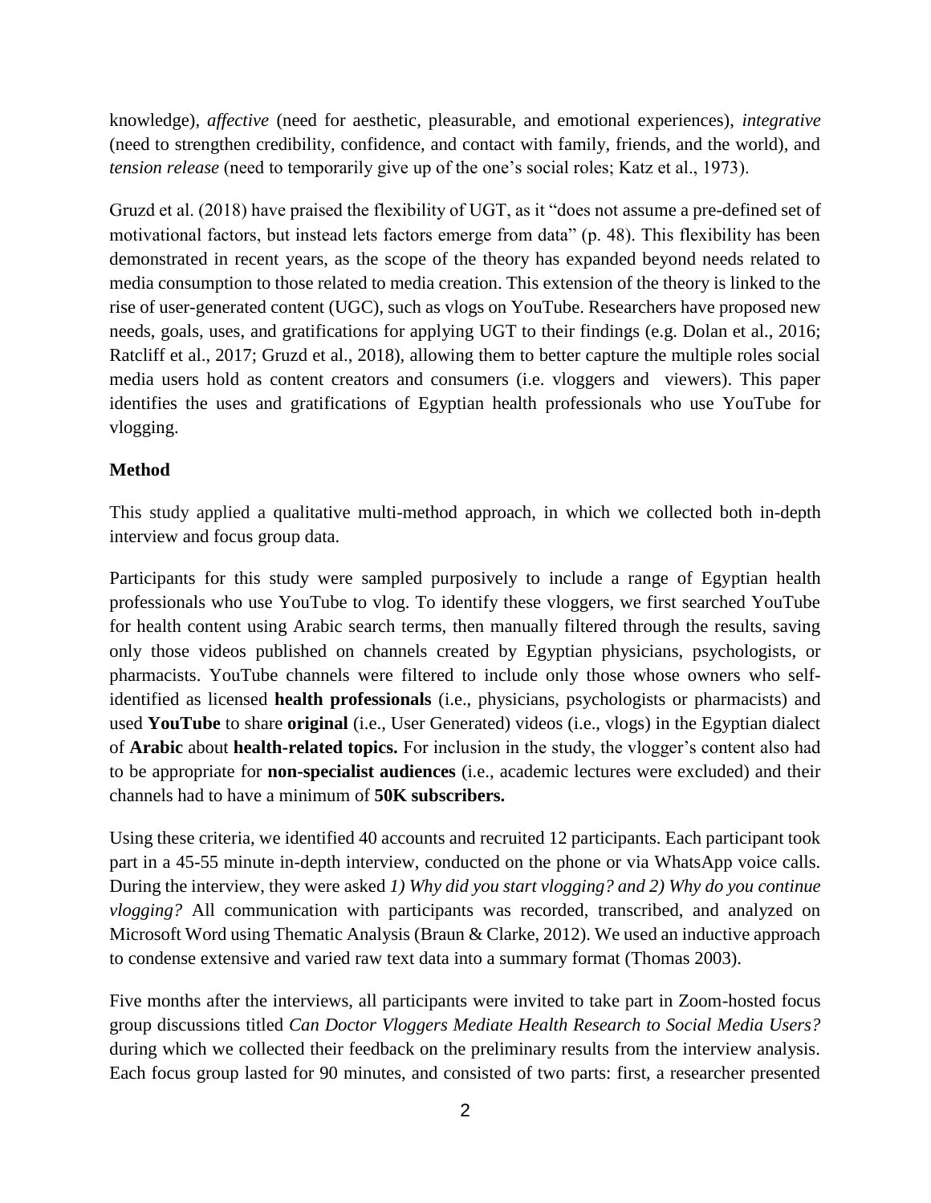knowledge), *affective* (need for aesthetic, pleasurable, and emotional experiences), *integrative* (need to strengthen credibility, confidence, and contact with family, friends, and the world), and *tension release* (need to temporarily give up of the one's social roles; Katz et al., 1973).

Gruzd et al. (2018) have praised the flexibility of UGT, as it "does not assume a pre-defined set of motivational factors, but instead lets factors emerge from data" (p. 48). This flexibility has been demonstrated in recent years, as the scope of the theory has expanded beyond needs related to media consumption to those related to media creation. This extension of the theory is linked to the rise of user-generated content (UGC), such as vlogs on YouTube. Researchers have proposed new needs, goals, uses, and gratifications for applying UGT to their findings (e.g. Dolan et al., 2016; Ratcliff et al., 2017; Gruzd et al., 2018), allowing them to better capture the multiple roles social media users hold as content creators and consumers (i.e. vloggers and viewers). This paper identifies the uses and gratifications of Egyptian health professionals who use YouTube for vlogging.

**Method**

This study applied a qualitative multi-method approach, in which we collected both in-depth interview and focus group data.

Participants for this study were sampled purposively to include a range of Egyptian health professionals who use YouTube to vlog. To identify these vloggers, we first searched YouTube for health content using Arabic search terms, then manually filtered through the results, saving only those videos published on channels created by Egyptian physicians, psychologists, or pharmacists. YouTube channels were filtered to include only those whose owners who self-identified as licensed **health professionals** (i.e., physicians, psychologists or pharmacists) and used **YouTube** to share **original** (i.e., User Generated) videos (i.e., vlogs) in the Egyptian dialect of **Arabic** about **health-related topics.** For inclusion in the study, the vlogger's content also had to be appropriate for **non-specialist audiences** (i.e., academic lectures were excluded) and their channels had to have a minimum of **50K subscribers.**

Using these criteria, we identified 40 accounts and recruited 12 participants. Each participant took part in a 45-55 minute in-depth interview, conducted on the phone or via WhatsApp voice calls. During the interview, they were asked *1) Why did you start vlogging? and 2) Why do you continue vlogging?* All communication with participants was recorded, transcribed, and analyzed on Microsoft Word using Thematic Analysis (Braun & Clarke, 2012). We used an inductive approach to condense extensive and varied raw text data into a summary format (Thomas 2003).

Five months after the interviews, all participants were invited to take part in Zoom-hosted focus group discussions titled *Can Doctor Vloggers Mediate Health Research to Social Media Users?* during which we collected their feedback on the preliminary results from the interview analysis. Each focus group lasted for 90 minutes, and consisted of two parts: first, a researcher presented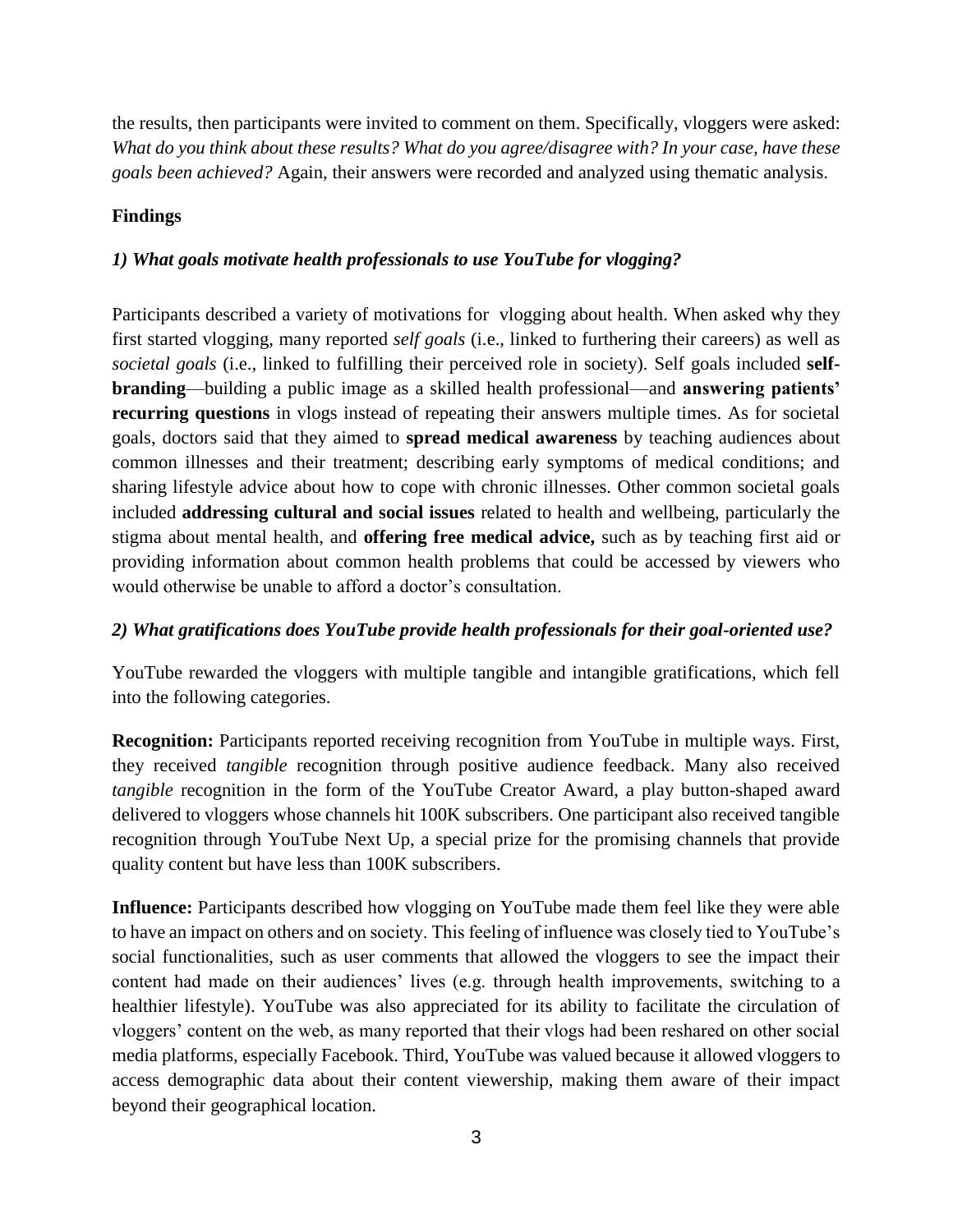the results, then participants were invited to comment on them. Specifically, vloggers were asked: *What do you think about these results? What do you agree/disagree with? In your case, have these goals been achieved?* Again, their answers were recorded and analyzed using thematic analysis.

## Findings

### *1) What goals motivate health professionals to use YouTube for vlogging?*

Participants described a variety of motivations for vlogging about health. When asked why they first started vlogging, many reported *self goals* (i.e., linked to furthering their careers) as well as *societal goals* (i.e., linked to fulfilling their perceived role in society). Self goals included **self-branding**—building a public image as a skilled health professional—and **answering patients' recurring questions** in vlogs instead of repeating their answers multiple times. As for societal goals, doctors said that they aimed to **spread medical awareness** by teaching audiences about common illnesses and their treatment; describing early symptoms of medical conditions; and sharing lifestyle advice about how to cope with chronic illnesses. Other common societal goals included **addressing cultural and social issues** related to health and wellbeing, particularly the stigma about mental health, and **offering free medical advice,** such as by teaching first aid or providing information about common health problems that could be accessed by viewers who would otherwise be unable to afford a doctor's consultation.

### *2) What gratifications does YouTube provide health professionals for their goal-oriented use?*

YouTube rewarded the vloggers with multiple tangible and intangible gratifications, which fell into the following categories.

**Recognition:** Participants reported receiving recognition from YouTube in multiple ways. First, they received *tangible* recognition through positive audience feedback. Many also received *tangible* recognition in the form of the YouTube Creator Award, a play button-shaped award delivered to vloggers whose channels hit 100K subscribers. One participant also received tangible recognition through YouTube Next Up, a special prize for the promising channels that provide quality content but have less than 100K subscribers.

**Influence:** Participants described how vlogging on YouTube made them feel like they were able to have an impact on others and on society. This feeling of influence was closely tied to YouTube's social functionalities, such as user comments that allowed the vloggers to see the impact their content had made on their audiences' lives (e.g. through health improvements, switching to a healthier lifestyle). YouTube was also appreciated for its ability to facilitate the circulation of vloggers' content on the web, as many reported that their vlogs had been reshared on other social media platforms, especially Facebook. Third, YouTube was valued because it allowed vloggers to access demographic data about their content viewership, making them aware of their impact beyond their geographical location.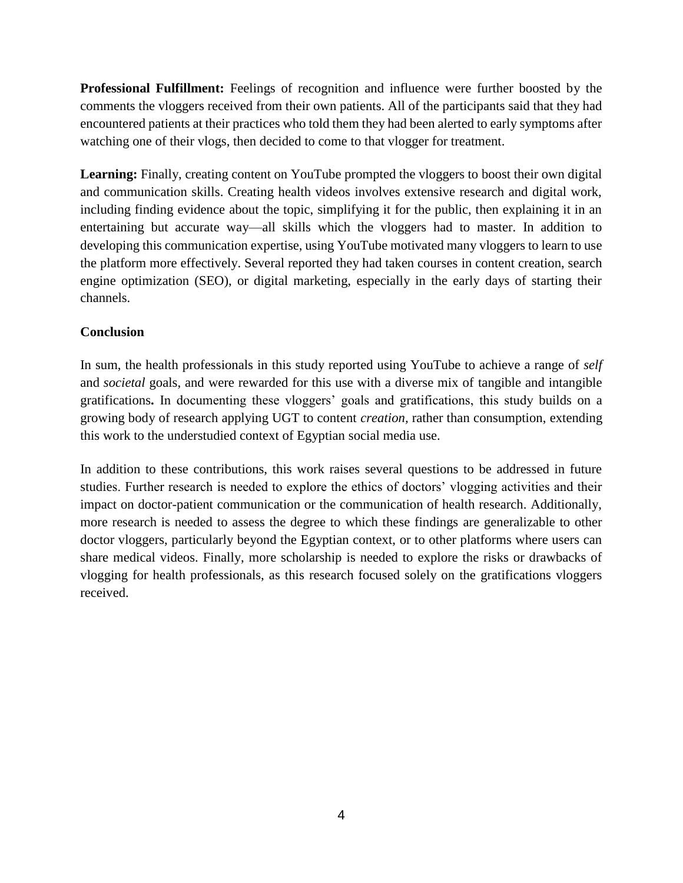**Professional Fulfillment:** Feelings of recognition and influence were further boosted by the comments the vloggers received from their own patients. All of the participants said that they had encountered patients at their practices who told them they had been alerted to early symptoms after watching one of their vlogs, then decided to come to that vlogger for treatment.

**Learning:** Finally, creating content on YouTube prompted the vloggers to boost their own digital and communication skills. Creating health videos involves extensive research and digital work, including finding evidence about the topic, simplifying it for the public, then explaining it in an entertaining but accurate way—all skills which the vloggers had to master. In addition to developing this communication expertise, using YouTube motivated many vloggers to learn to use the platform more effectively. Several reported they had taken courses in content creation, search engine optimization (SEO), or digital marketing, especially in the early days of starting their channels.

## Conclusion

In sum, the health professionals in this study reported using YouTube to achieve a range of *self* and *societal* goals, and were rewarded for this use with a diverse mix of tangible and intangible gratifications**.** In documenting these vloggers' goals and gratifications, this study builds on a growing body of research applying UGT to content *creation*, rather than consumption, extending this work to the understudied context of Egyptian social media use.

In addition to these contributions, this work raises several questions to be addressed in future studies. Further research is needed to explore the ethics of doctors' vlogging activities and their impact on doctor-patient communication or the communication of health research. Additionally, more research is needed to assess the degree to which these findings are generalizable to other doctor vloggers, particularly beyond the Egyptian context, or to other platforms where users can share medical videos. Finally, more scholarship is needed to explore the risks or drawbacks of vlogging for health professionals, as this research focused solely on the gratifications vloggers received.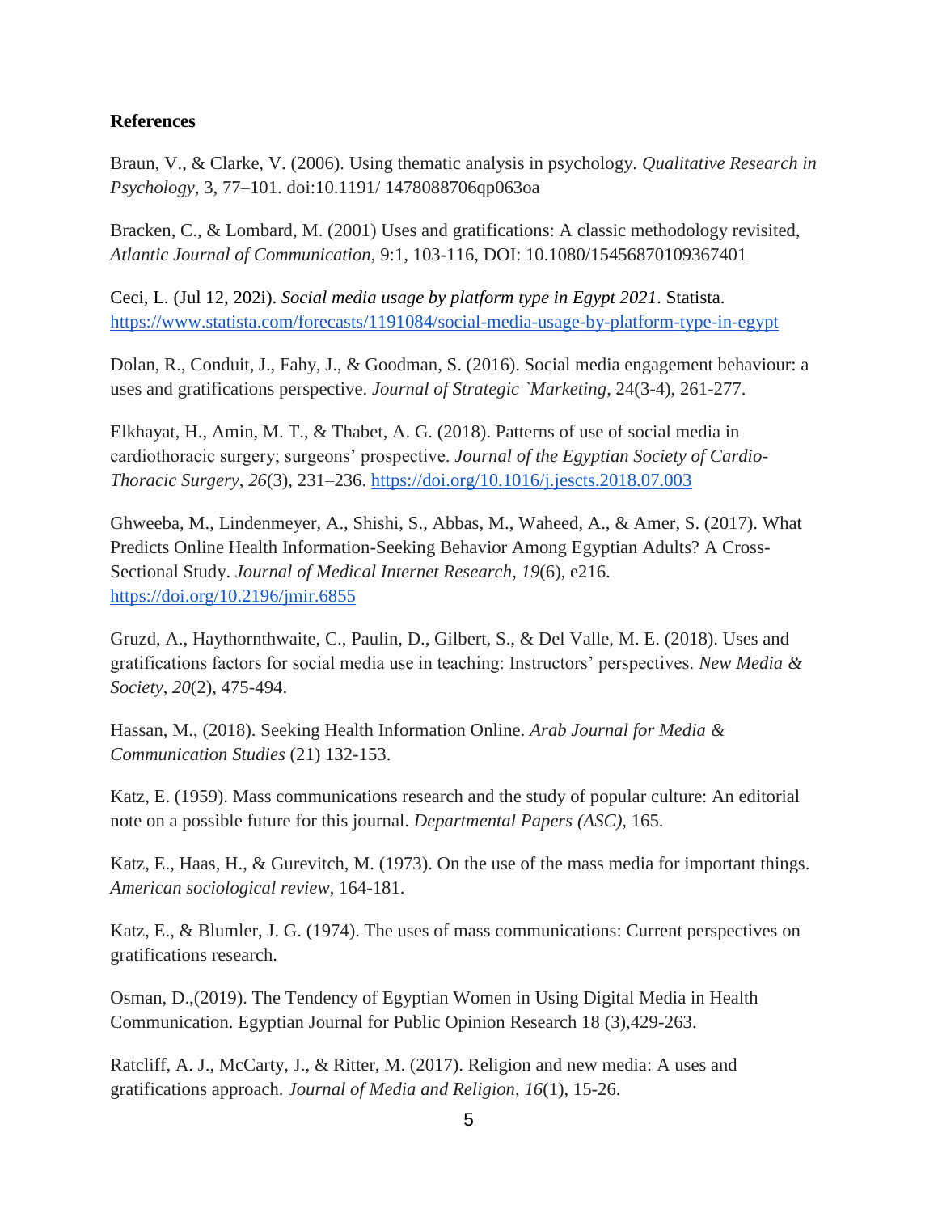**References**

Braun, V., & Clarke, V. (2006). Using thematic analysis in psychology. *Qualitative Research in Psychology*, 3, 77–101. doi:10.1191/ 1478088706qp063oa

Bracken, C., & Lombard, M. (2001) Uses and gratifications: A classic methodology revisited, *Atlantic Journal of Communication*, 9:1, 103-116, DOI: 10.1080/15456870109367401

Ceci, L. (Jul 12, 202i). *Social media usage by platform type in Egypt 2021*. Statista. https://www.statista.com/forecasts/1191084/social-media-usage-by-platform-type-in-egypt

Dolan, R., Conduit, J., Fahy, J., & Goodman, S. (2016). Social media engagement behaviour: a uses and gratifications perspective. *Journal of Strategic `Marketing*, 24(3-4), 261-277.

Elkhayat, H., Amin, M. T., & Thabet, A. G. (2018). Patterns of use of social media in cardiothoracic surgery; surgeons' prospective. *Journal of the Egyptian Society of Cardio-Thoracic Surgery*, *26*(3), 231–236. https://doi.org/10.1016/j.jescts.2018.07.003

Ghweeba, M., Lindenmeyer, A., Shishi, S., Abbas, M., Waheed, A., & Amer, S. (2017). What Predicts Online Health Information-Seeking Behavior Among Egyptian Adults? A Cross-Sectional Study. *Journal of Medical Internet Research*, *19*(6), e216. https://doi.org/10.2196/jmir.6855

Gruzd, A., Haythornthwaite, C., Paulin, D., Gilbert, S., & Del Valle, M. E. (2018). Uses and gratifications factors for social media use in teaching: Instructors' perspectives. *New Media & Society*, *20*(2), 475-494.

Hassan, M., (2018). Seeking Health Information Online. *Arab Journal for Media & Communication Studies* (21) 132-153.

Katz, E. (1959). Mass communications research and the study of popular culture: An editorial note on a possible future for this journal. *Departmental Papers (ASC)*, 165.

Katz, E., Haas, H., & Gurevitch, M. (1973). On the use of the mass media for important things. *American sociological review*, 164-181.

Katz, E., & Blumler, J. G. (1974). The uses of mass communications: Current perspectives on gratifications research.

Osman, D.,(2019). The Tendency of Egyptian Women in Using Digital Media in Health Communication. Egyptian Journal for Public Opinion Research 18 (3),429-263.

Ratcliff, A. J., McCarty, J., & Ritter, M. (2017). Religion and new media: A uses and gratifications approach. *Journal of Media and Religion*, *16*(1), 15-26.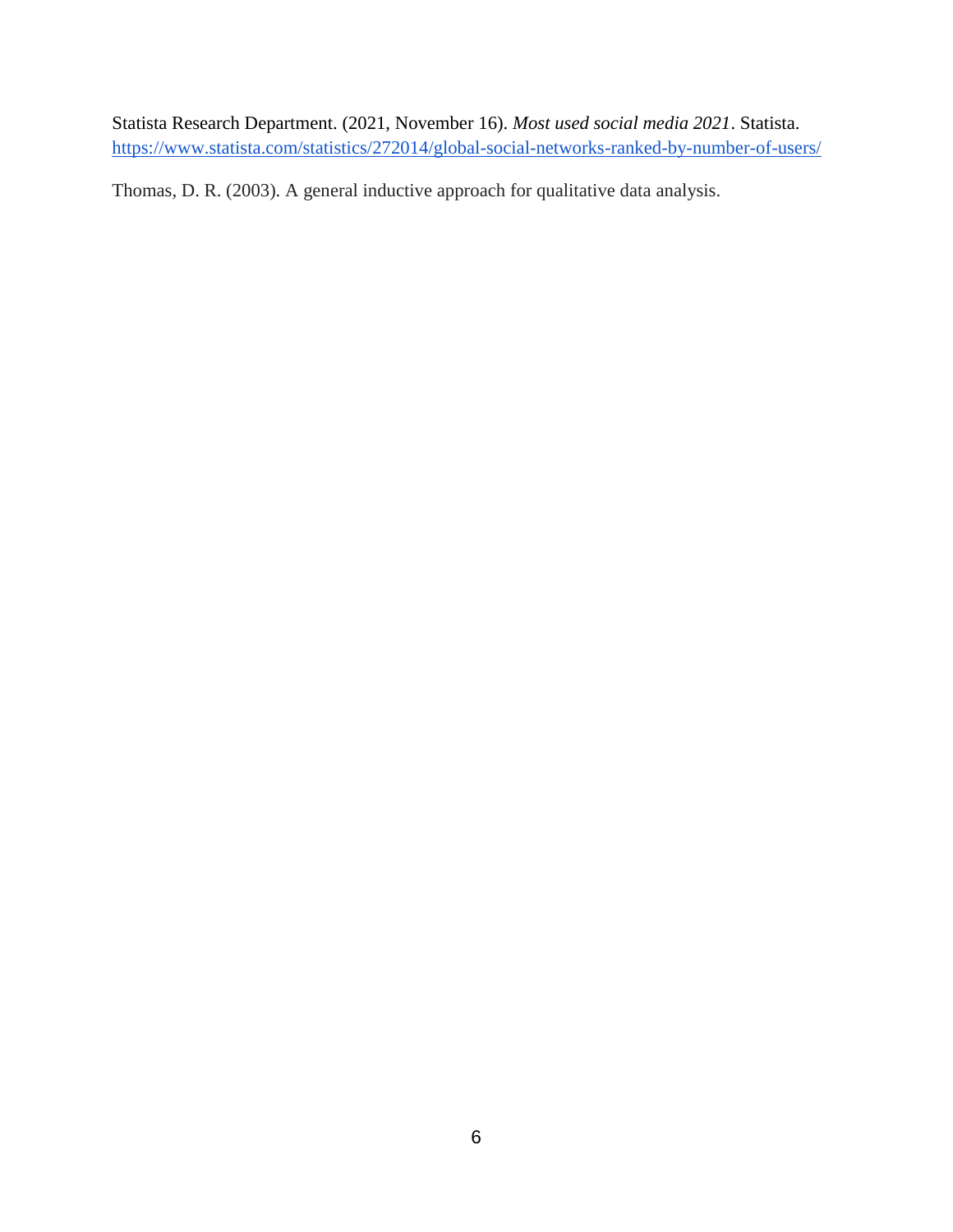Statista Research Department. (2021, November 16). *Most used social media 2021*. Statista. https://www.statista.com/statistics/272014/global-social-networks-ranked-by-number-of-users/

Thomas, D. R. (2003). A general inductive approach for qualitative data analysis.